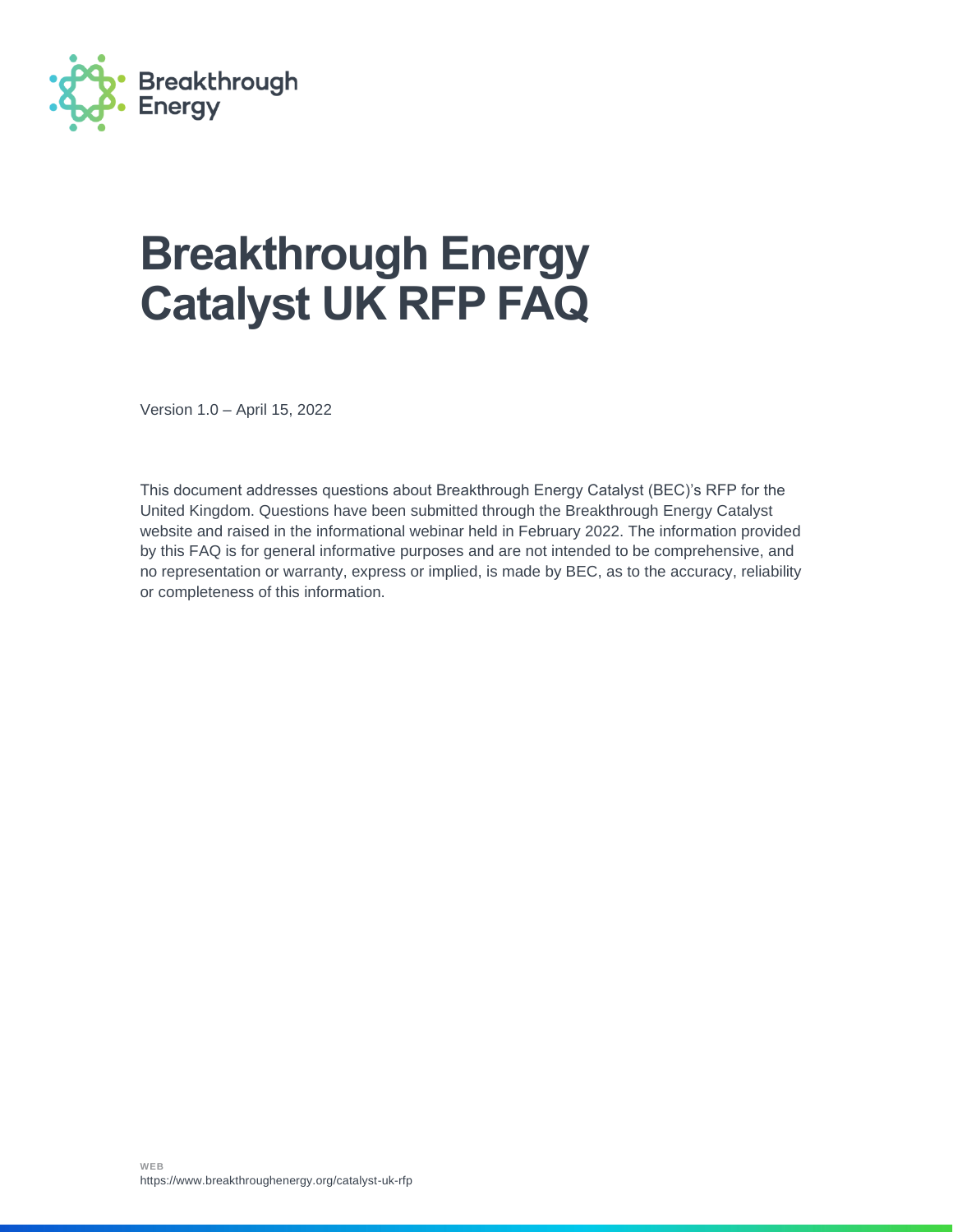# Breakthrough Energy Catalyst UK RFP FAQ

Version 1.0 – April 15, 2022

This document addresses questions about Breakthrough Energy Catalyst (BEC)'s RFP for the United Kingdom. Questions have been submitted through the Breakthrough Energy Catalyst website and raised in the informational webinar held in February 2022. The information provided by this FAQ is for general informative purposes and are not intended to be comprehensive, and no representation or warranty, express or implied, is made by BEC, as to the accuracy, reliability or completeness of this information.

WEB
https://www.breakthroughenergy.org/catalyst-uk-rfp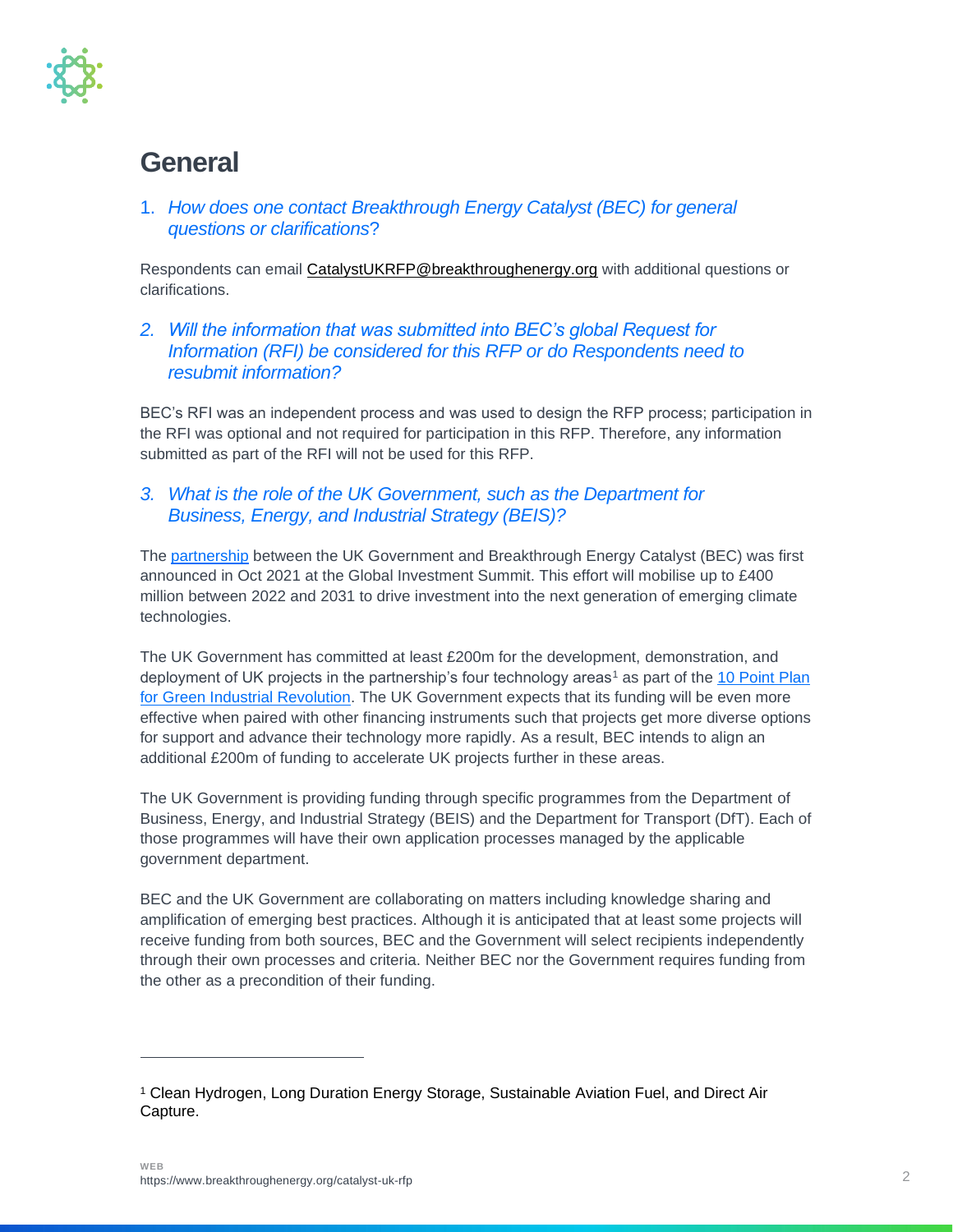# General

1. *How does one contact Breakthrough Energy Catalyst (BEC) for general questions or clarifications*?

Respondents can email CatalystUKRFP@breakthroughenergy.org with additional questions or clarifications.

2. *Will the information that was submitted into BEC's global Request for Information (RFI) be considered for this RFP or do Respondents need to resubmit information?*

BEC's RFI was an independent process and was used to design the RFP process; participation in the RFI was optional and not required for participation in this RFP. Therefore, any information submitted as part of the RFI will not be used for this RFP.

3. *What is the role of the UK Government, such as the Department for Business, Energy, and Industrial Strategy (BEIS)?*

The partnership between the UK Government and Breakthrough Energy Catalyst (BEC) was first announced in Oct 2021 at the Global Investment Summit. This effort will mobilise up to £400 million between 2022 and 2031 to drive investment into the next generation of emerging climate technologies.

The UK Government has committed at least £200m for the development, demonstration, and deployment of UK projects in the partnership's four technology areas[1] as part of the 10 Point Plan for Green Industrial Revolution. The UK Government expects that its funding will be even more effective when paired with other financing instruments such that projects get more diverse options for support and advance their technology more rapidly. As a result, BEC intends to align an additional £200m of funding to accelerate UK projects further in these areas.

The UK Government is providing funding through specific programmes from the Department of Business, Energy, and Industrial Strategy (BEIS) and the Department for Transport (DfT). Each of those programmes will have their own application processes managed by the applicable government department.

BEC and the UK Government are collaborating on matters including knowledge sharing and amplification of emerging best practices. Although it is anticipated that at least some projects will receive funding from both sources, BEC and the Government will select recipients independently through their own processes and criteria. Neither BEC nor the Government requires funding from the other as a precondition of their funding.

---

[1] Clean Hydrogen, Long Duration Energy Storage, Sustainable Aviation Fuel, and Direct Air Capture.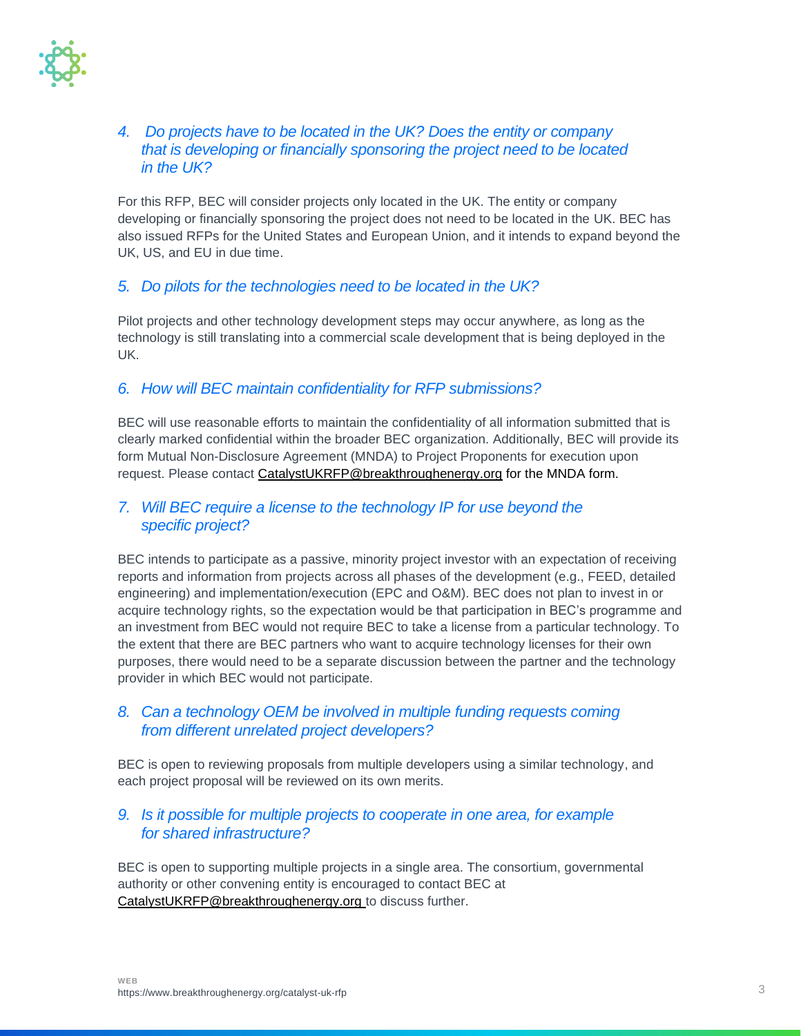### *4. Do projects have to be located in the UK? Does the entity or company that is developing or financially sponsoring the project need to be located in the UK?*

For this RFP, BEC will consider projects only located in the UK. The entity or company developing or financially sponsoring the project does not need to be located in the UK. BEC has also issued RFPs for the United States and European Union, and it intends to expand beyond the UK, US, and EU in due time.

### *5. Do pilots for the technologies need to be located in the UK?*

Pilot projects and other technology development steps may occur anywhere, as long as the technology is still translating into a commercial scale development that is being deployed in the UK.

### *6. How will BEC maintain confidentiality for RFP submissions?*

BEC will use reasonable efforts to maintain the confidentiality of all information submitted that is clearly marked confidential within the broader BEC organization. Additionally, BEC will provide its form Mutual Non-Disclosure Agreement (MNDA) to Project Proponents for execution upon request. Please contact CatalystUKRFP@breakthroughenergy.org for the MNDA form.

### *7. Will BEC require a license to the technology IP for use beyond the specific project?*

BEC intends to participate as a passive, minority project investor with an expectation of receiving reports and information from projects across all phases of the development (e.g., FEED, detailed engineering) and implementation/execution (EPC and O&M). BEC does not plan to invest in or acquire technology rights, so the expectation would be that participation in BEC's programme and an investment from BEC would not require BEC to take a license from a particular technology. To the extent that there are BEC partners who want to acquire technology licenses for their own purposes, there would need to be a separate discussion between the partner and the technology provider in which BEC would not participate.

### *8. Can a technology OEM be involved in multiple funding requests coming from different unrelated project developers?*

BEC is open to reviewing proposals from multiple developers using a similar technology, and each project proposal will be reviewed on its own merits.

### *9. Is it possible for multiple projects to cooperate in one area, for example for shared infrastructure?*

BEC is open to supporting multiple projects in a single area. The consortium, governmental authority or other convening entity is encouraged to contact BEC at CatalystUKRFP@breakthroughenergy.org to discuss further.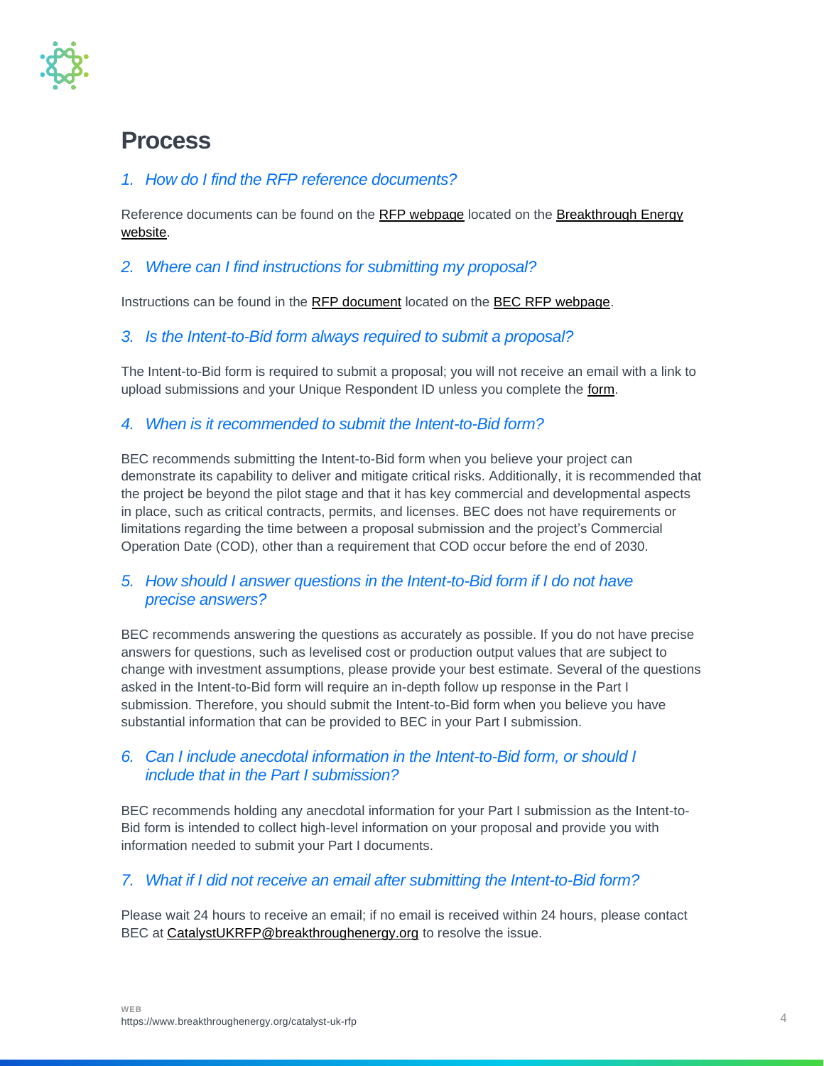## Process

### *1. How do I find the RFP reference documents?*

Reference documents can be found on the RFP webpage located on the Breakthrough Energy website.

### *2. Where can I find instructions for submitting my proposal?*

Instructions can be found in the RFP document located on the BEC RFP webpage.

### *3. Is the Intent-to-Bid form always required to submit a proposal?*

The Intent-to-Bid form is required to submit a proposal; you will not receive an email with a link to upload submissions and your Unique Respondent ID unless you complete the form.

### *4. When is it recommended to submit the Intent-to-Bid form?*

BEC recommends submitting the Intent-to-Bid form when you believe your project can demonstrate its capability to deliver and mitigate critical risks. Additionally, it is recommended that the project be beyond the pilot stage and that it has key commercial and developmental aspects in place, such as critical contracts, permits, and licenses. BEC does not have requirements or limitations regarding the time between a proposal submission and the project's Commercial Operation Date (COD), other than a requirement that COD occur before the end of 2030.

### *5. How should I answer questions in the Intent-to-Bid form if I do not have precise answers?*

BEC recommends answering the questions as accurately as possible. If you do not have precise answers for questions, such as levelised cost or production output values that are subject to change with investment assumptions, please provide your best estimate. Several of the questions asked in the Intent-to-Bid form will require an in-depth follow up response in the Part I submission. Therefore, you should submit the Intent-to-Bid form when you believe you have substantial information that can be provided to BEC in your Part I submission.

### *6. Can I include anecdotal information in the Intent-to-Bid form, or should I include that in the Part I submission?*

BEC recommends holding any anecdotal information for your Part I submission as the Intent-to-Bid form is intended to collect high-level information on your proposal and provide you with information needed to submit your Part I documents.

### *7. What if I did not receive an email after submitting the Intent-to-Bid form?*

Please wait 24 hours to receive an email; if no email is received within 24 hours, please contact BEC at CatalystUKRFP@breakthroughenergy.org to resolve the issue.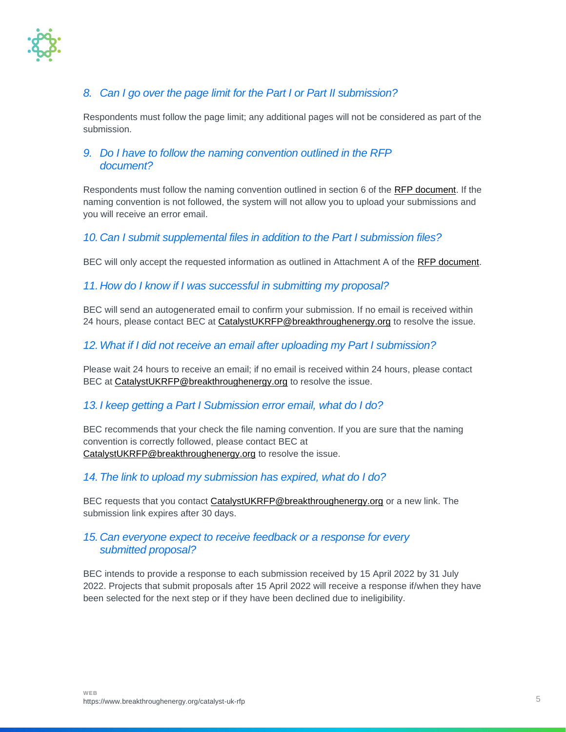### *8. Can I go over the page limit for the Part I or Part II submission?*

Respondents must follow the page limit; any additional pages will not be considered as part of the submission.

### *9. Do I have to follow the naming convention outlined in the RFP document?*

Respondents must follow the naming convention outlined in section 6 of the RFP document. If the naming convention is not followed, the system will not allow you to upload your submissions and you will receive an error email.

### *10. Can I submit supplemental files in addition to the Part I submission files?*

BEC will only accept the requested information as outlined in Attachment A of the RFP document.

### *11. How do I know if I was successful in submitting my proposal?*

BEC will send an autogenerated email to confirm your submission. If no email is received within 24 hours, please contact BEC at CatalystUKRFP@breakthroughenergy.org to resolve the issue.

### *12. What if I did not receive an email after uploading my Part I submission?*

Please wait 24 hours to receive an email; if no email is received within 24 hours, please contact BEC at CatalystUKRFP@breakthroughenergy.org to resolve the issue.

### *13. I keep getting a Part I Submission error email, what do I do?*

BEC recommends that your check the file naming convention. If you are sure that the naming convention is correctly followed, please contact BEC at CatalystUKRFP@breakthroughenergy.org to resolve the issue.

### *14. The link to upload my submission has expired, what do I do?*

BEC requests that you contact CatalystUKRFP@breakthroughenergy.org or a new link. The submission link expires after 30 days.

### *15. Can everyone expect to receive feedback or a response for every submitted proposal?*

BEC intends to provide a response to each submission received by 15 April 2022 by 31 July 2022. Projects that submit proposals after 15 April 2022 will receive a response if/when they have been selected for the next step or if they have been declined due to ineligibility.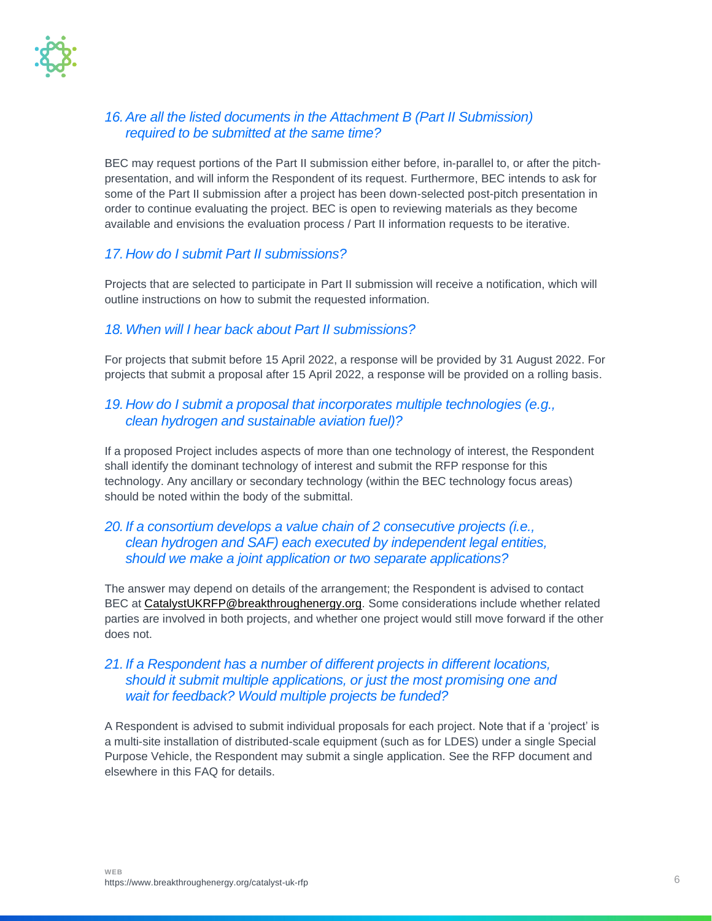### *16. Are all the listed documents in the Attachment B (Part II Submission) required to be submitted at the same time?*

BEC may request portions of the Part II submission either before, in-parallel to, or after the pitch-presentation, and will inform the Respondent of its request. Furthermore, BEC intends to ask for some of the Part II submission after a project has been down-selected post-pitch presentation in order to continue evaluating the project. BEC is open to reviewing materials as they become available and envisions the evaluation process / Part II information requests to be iterative.

### *17. How do I submit Part II submissions?*

Projects that are selected to participate in Part II submission will receive a notification, which will outline instructions on how to submit the requested information.

### *18. When will I hear back about Part II submissions?*

For projects that submit before 15 April 2022, a response will be provided by 31 August 2022. For projects that submit a proposal after 15 April 2022, a response will be provided on a rolling basis.

### *19. How do I submit a proposal that incorporates multiple technologies (e.g., clean hydrogen and sustainable aviation fuel)?*

If a proposed Project includes aspects of more than one technology of interest, the Respondent shall identify the dominant technology of interest and submit the RFP response for this technology. Any ancillary or secondary technology (within the BEC technology focus areas) should be noted within the body of the submittal.

### *20. If a consortium develops a value chain of 2 consecutive projects (i.e., clean hydrogen and SAF) each executed by independent legal entities, should we make a joint application or two separate applications?*

The answer may depend on details of the arrangement; the Respondent is advised to contact BEC at CatalystUKRFP@breakthroughenergy.org. Some considerations include whether related parties are involved in both projects, and whether one project would still move forward if the other does not.

### *21. If a Respondent has a number of different projects in different locations, should it submit multiple applications, or just the most promising one and wait for feedback? Would multiple projects be funded?*

A Respondent is advised to submit individual proposals for each project. Note that if a 'project' is a multi-site installation of distributed-scale equipment (such as for LDES) under a single Special Purpose Vehicle, the Respondent may submit a single application. See the RFP document and elsewhere in this FAQ for details.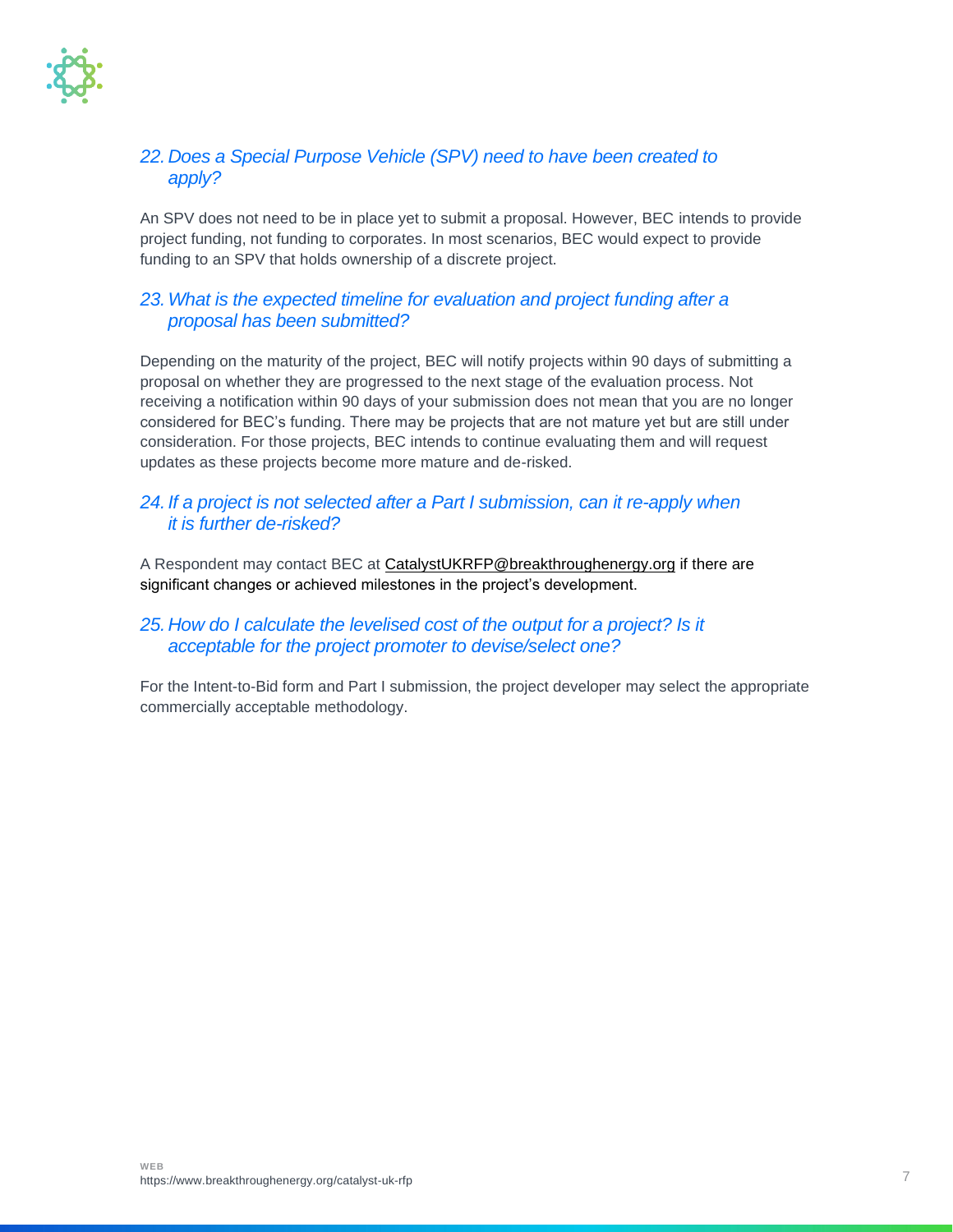### *22. Does a Special Purpose Vehicle (SPV) need to have been created to apply?*

An SPV does not need to be in place yet to submit a proposal. However, BEC intends to provide project funding, not funding to corporates. In most scenarios, BEC would expect to provide funding to an SPV that holds ownership of a discrete project.

### *23. What is the expected timeline for evaluation and project funding after a proposal has been submitted?*

Depending on the maturity of the project, BEC will notify projects within 90 days of submitting a proposal on whether they are progressed to the next stage of the evaluation process. Not receiving a notification within 90 days of your submission does not mean that you are no longer considered for BEC's funding. There may be projects that are not mature yet but are still under consideration. For those projects, BEC intends to continue evaluating them and will request updates as these projects become more mature and de-risked.

### *24. If a project is not selected after a Part I submission, can it re-apply when it is further de-risked?*

A Respondent may contact BEC at CatalystUKRFP@breakthroughenergy.org if there are significant changes or achieved milestones in the project's development.

### *25. How do I calculate the levelised cost of the output for a project? Is it acceptable for the project promoter to devise/select one?*

For the Intent-to-Bid form and Part I submission, the project developer may select the appropriate commercially acceptable methodology.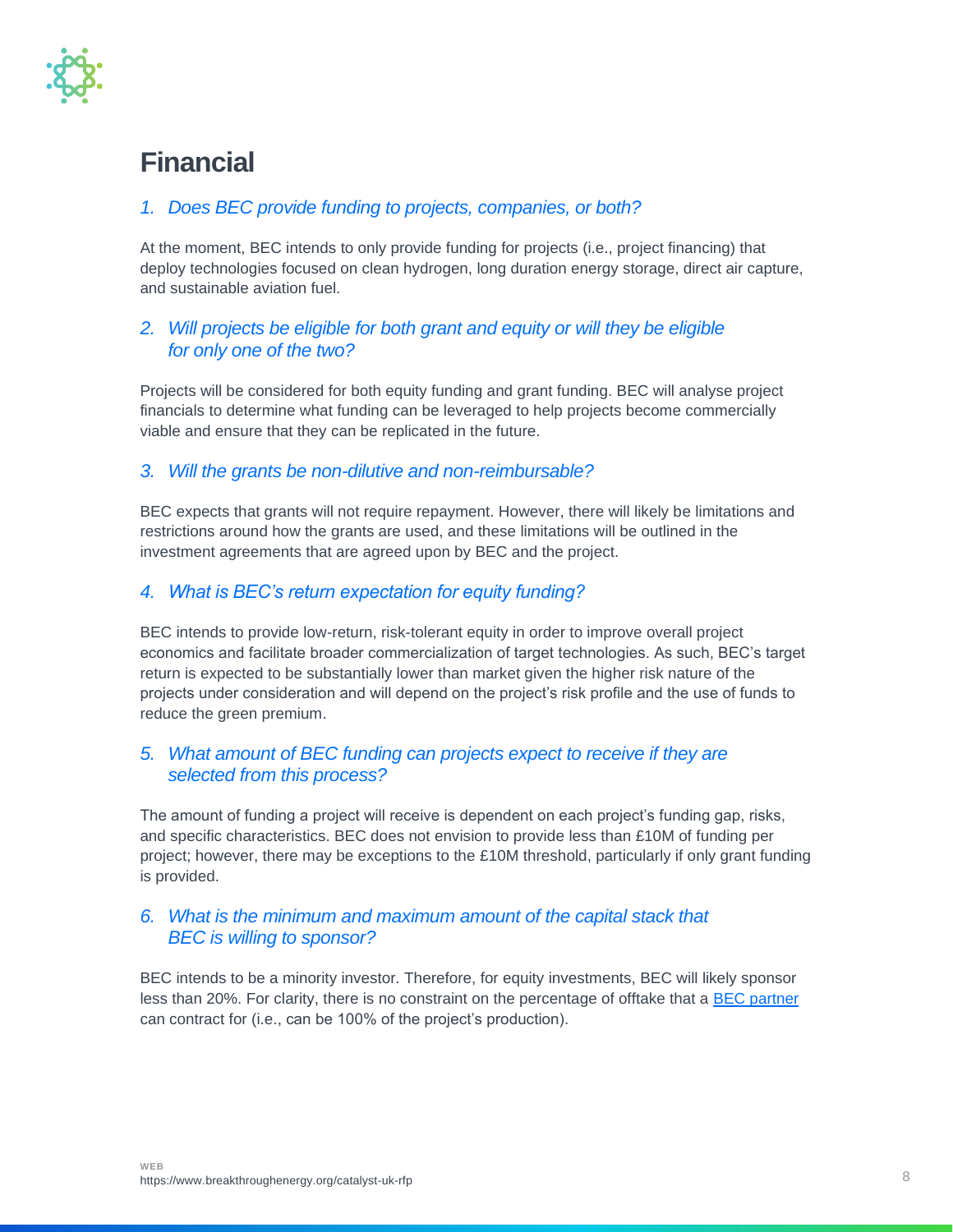## Financial

1. *Does BEC provide funding to projects, companies, or both?*

At the moment, BEC intends to only provide funding for projects (i.e., project financing) that deploy technologies focused on clean hydrogen, long duration energy storage, direct air capture, and sustainable aviation fuel.

2. *Will projects be eligible for both grant and equity or will they be eligible for only one of the two?*

Projects will be considered for both equity funding and grant funding. BEC will analyse project financials to determine what funding can be leveraged to help projects become commercially viable and ensure that they can be replicated in the future.

3. *Will the grants be non-dilutive and non-reimbursable?*

BEC expects that grants will not require repayment. However, there will likely be limitations and restrictions around how the grants are used, and these limitations will be outlined in the investment agreements that are agreed upon by BEC and the project.

4. *What is BEC's return expectation for equity funding?*

BEC intends to provide low-return, risk-tolerant equity in order to improve overall project economics and facilitate broader commercialization of target technologies. As such, BEC's target return is expected to be substantially lower than market given the higher risk nature of the projects under consideration and will depend on the project's risk profile and the use of funds to reduce the green premium.

5. *What amount of BEC funding can projects expect to receive if they are selected from this process?*

The amount of funding a project will receive is dependent on each project's funding gap, risks, and specific characteristics. BEC does not envision to provide less than £10M of funding per project; however, there may be exceptions to the £10M threshold, particularly if only grant funding is provided.

6. *What is the minimum and maximum amount of the capital stack that BEC is willing to sponsor?*

BEC intends to be a minority investor. Therefore, for equity investments, BEC will likely sponsor less than 20%. For clarity, there is no constraint on the percentage of offtake that a [BEC partner] can contract for (i.e., can be 100% of the project's production).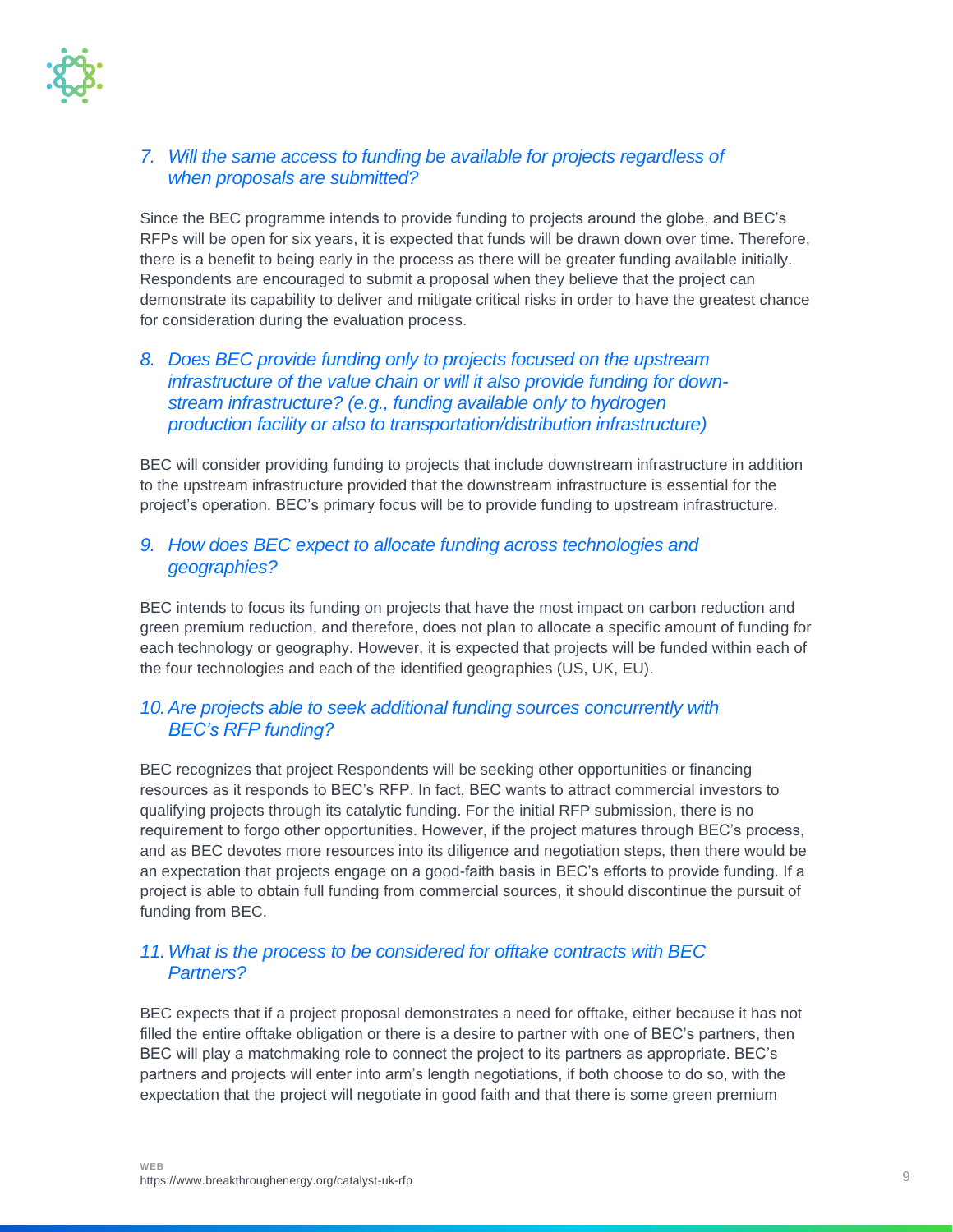### *7. Will the same access to funding be available for projects regardless of when proposals are submitted?*

Since the BEC programme intends to provide funding to projects around the globe, and BEC's RFPs will be open for six years, it is expected that funds will be drawn down over time. Therefore, there is a benefit to being early in the process as there will be greater funding available initially. Respondents are encouraged to submit a proposal when they believe that the project can demonstrate its capability to deliver and mitigate critical risks in order to have the greatest chance for consideration during the evaluation process.

### *8. Does BEC provide funding only to projects focused on the upstream infrastructure of the value chain or will it also provide funding for down-stream infrastructure? (e.g., funding available only to hydrogen production facility or also to transportation/distribution infrastructure)*

BEC will consider providing funding to projects that include downstream infrastructure in addition to the upstream infrastructure provided that the downstream infrastructure is essential for the project's operation. BEC's primary focus will be to provide funding to upstream infrastructure.

### *9. How does BEC expect to allocate funding across technologies and geographies?*

BEC intends to focus its funding on projects that have the most impact on carbon reduction and green premium reduction, and therefore, does not plan to allocate a specific amount of funding for each technology or geography. However, it is expected that projects will be funded within each of the four technologies and each of the identified geographies (US, UK, EU).

### *10. Are projects able to seek additional funding sources concurrently with BEC's RFP funding?*

BEC recognizes that project Respondents will be seeking other opportunities or financing resources as it responds to BEC's RFP. In fact, BEC wants to attract commercial investors to qualifying projects through its catalytic funding. For the initial RFP submission, there is no requirement to forgo other opportunities. However, if the project matures through BEC's process, and as BEC devotes more resources into its diligence and negotiation steps, then there would be an expectation that projects engage on a good-faith basis in BEC's efforts to provide funding. If a project is able to obtain full funding from commercial sources, it should discontinue the pursuit of funding from BEC.

### *11. What is the process to be considered for offtake contracts with BEC Partners?*

BEC expects that if a project proposal demonstrates a need for offtake, either because it has not filled the entire offtake obligation or there is a desire to partner with one of BEC's partners, then BEC will play a matchmaking role to connect the project to its partners as appropriate. BEC's partners and projects will enter into arm's length negotiations, if both choose to do so, with the expectation that the project will negotiate in good faith and that there is some green premium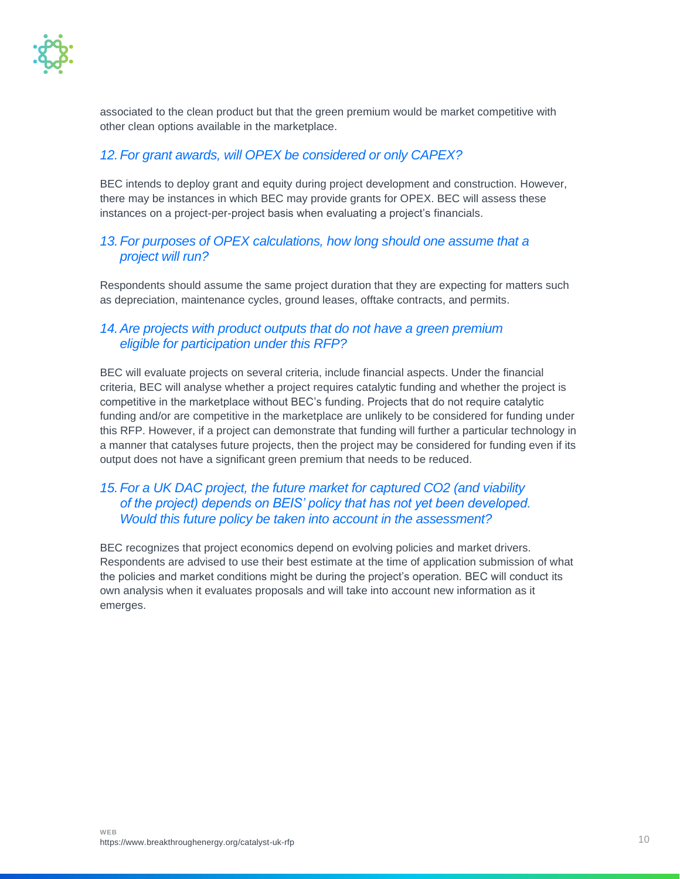associated to the clean product but that the green premium would be market competitive with other clean options available in the marketplace.

### *12. For grant awards, will OPEX be considered or only CAPEX?*

BEC intends to deploy grant and equity during project development and construction. However, there may be instances in which BEC may provide grants for OPEX. BEC will assess these instances on a project-per-project basis when evaluating a project's financials.

### *13. For purposes of OPEX calculations, how long should one assume that a project will run?*

Respondents should assume the same project duration that they are expecting for matters such as depreciation, maintenance cycles, ground leases, offtake contracts, and permits.

### *14. Are projects with product outputs that do not have a green premium eligible for participation under this RFP?*

BEC will evaluate projects on several criteria, include financial aspects. Under the financial criteria, BEC will analyse whether a project requires catalytic funding and whether the project is competitive in the marketplace without BEC's funding. Projects that do not require catalytic funding and/or are competitive in the marketplace are unlikely to be considered for funding under this RFP. However, if a project can demonstrate that funding will further a particular technology in a manner that catalyses future projects, then the project may be considered for funding even if its output does not have a significant green premium that needs to be reduced.

### *15. For a UK DAC project, the future market for captured CO2 (and viability of the project) depends on BEIS' policy that has not yet been developed. Would this future policy be taken into account in the assessment?*

BEC recognizes that project economics depend on evolving policies and market drivers. Respondents are advised to use their best estimate at the time of application submission of what the policies and market conditions might be during the project's operation. BEC will conduct its own analysis when it evaluates proposals and will take into account new information as it emerges.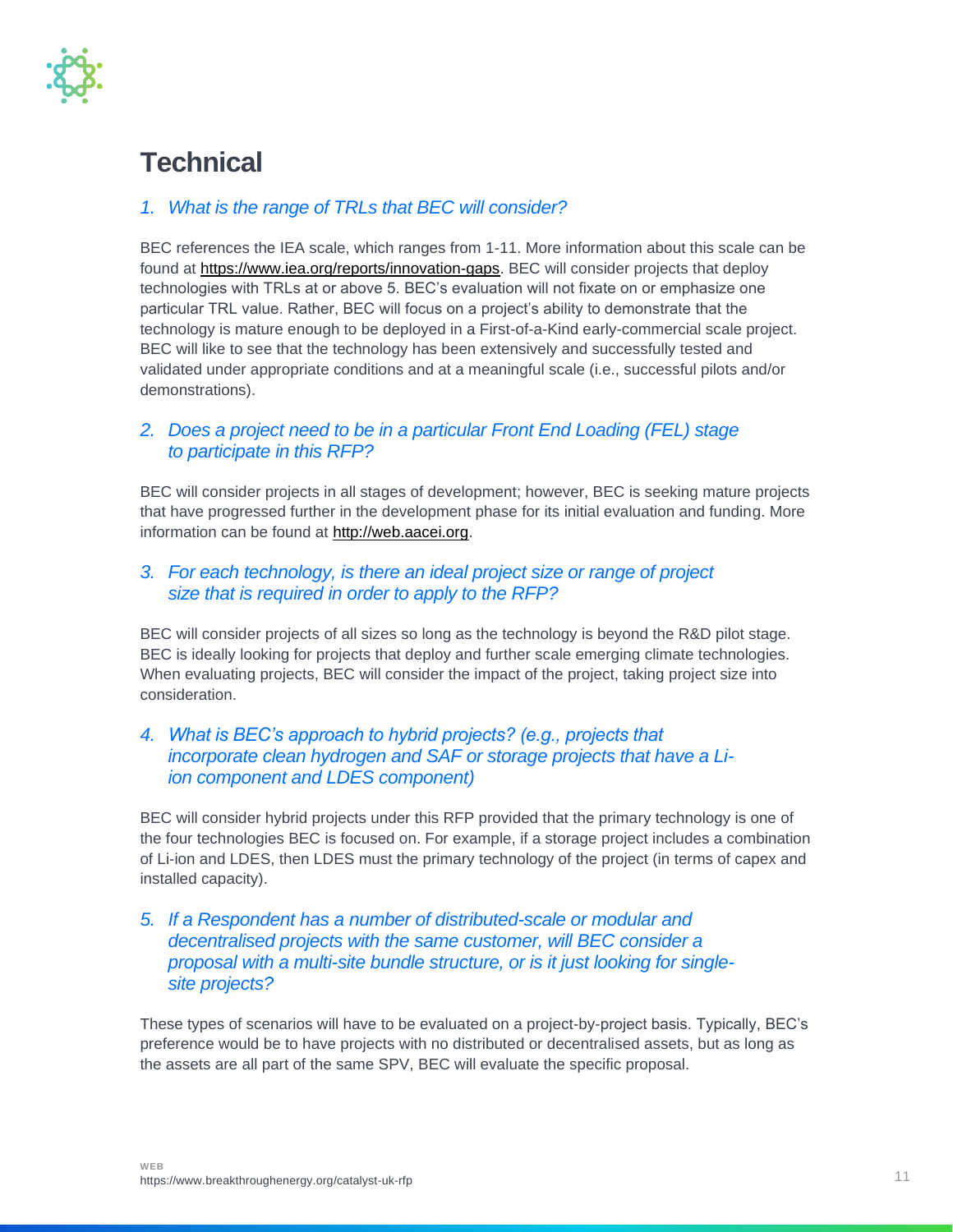## Technical

*1. What is the range of TRLs that BEC will consider?*

BEC references the IEA scale, which ranges from 1-11. More information about this scale can be found at https://www.iea.org/reports/innovation-gaps. BEC will consider projects that deploy technologies with TRLs at or above 5. BEC's evaluation will not fixate on or emphasize one particular TRL value. Rather, BEC will focus on a project's ability to demonstrate that the technology is mature enough to be deployed in a First-of-a-Kind early-commercial scale project. BEC will like to see that the technology has been extensively and successfully tested and validated under appropriate conditions and at a meaningful scale (i.e., successful pilots and/or demonstrations).

*2. Does a project need to be in a particular Front End Loading (FEL) stage to participate in this RFP?*

BEC will consider projects in all stages of development; however, BEC is seeking mature projects that have progressed further in the development phase for its initial evaluation and funding. More information can be found at http://web.aacei.org.

*3. For each technology, is there an ideal project size or range of project size that is required in order to apply to the RFP?*

BEC will consider projects of all sizes so long as the technology is beyond the R&D pilot stage. BEC is ideally looking for projects that deploy and further scale emerging climate technologies. When evaluating projects, BEC will consider the impact of the project, taking project size into consideration.

*4. What is BEC's approach to hybrid projects? (e.g., projects that incorporate clean hydrogen and SAF or storage projects that have a Li-ion component and LDES component)*

BEC will consider hybrid projects under this RFP provided that the primary technology is one of the four technologies BEC is focused on. For example, if a storage project includes a combination of Li-ion and LDES, then LDES must the primary technology of the project (in terms of capex and installed capacity).

*5. If a Respondent has a number of distributed-scale or modular and decentralised projects with the same customer, will BEC consider a proposal with a multi-site bundle structure, or is it just looking for single-site projects?*

These types of scenarios will have to be evaluated on a project-by-project basis. Typically, BEC's preference would be to have projects with no distributed or decentralised assets, but as long as the assets are all part of the same SPV, BEC will evaluate the specific proposal.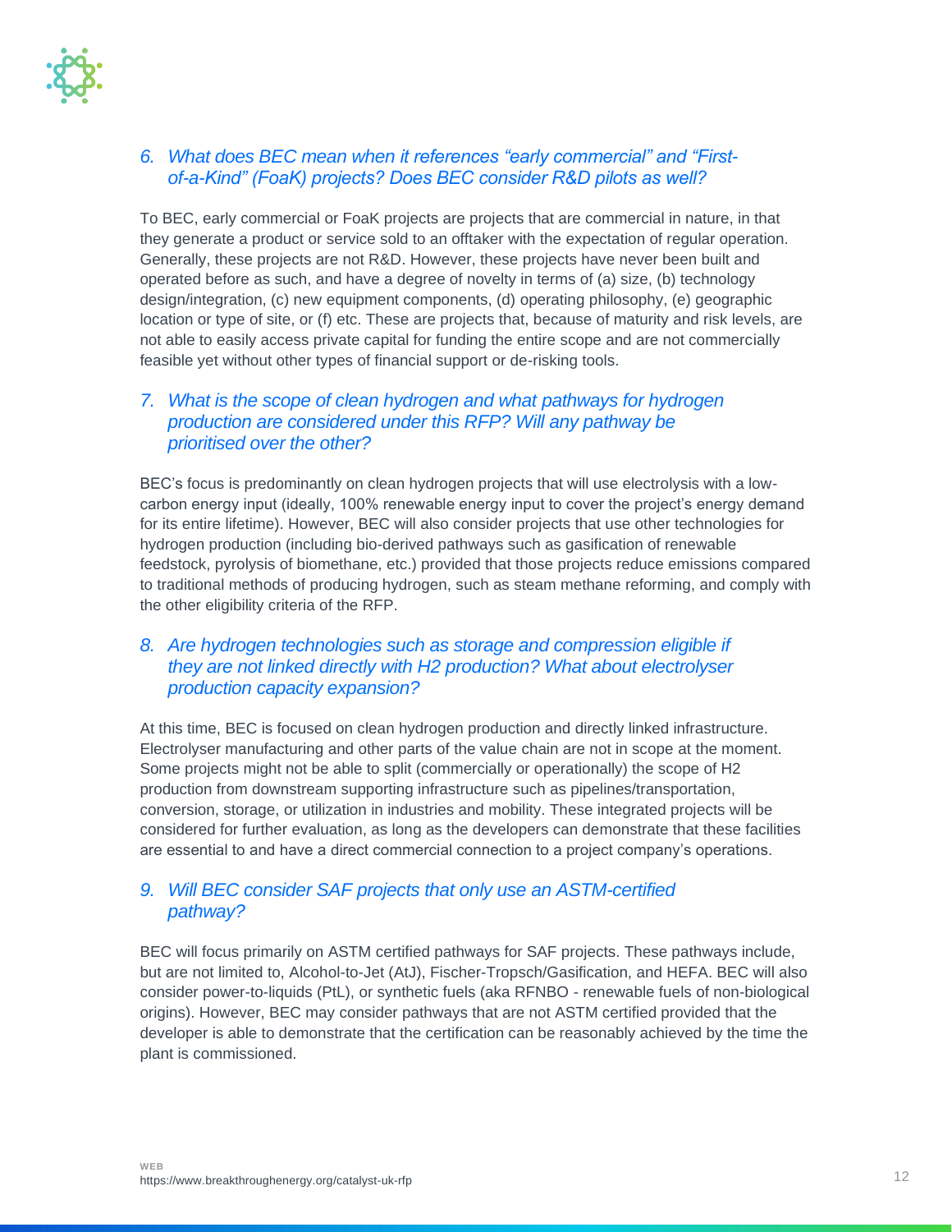### *6. What does BEC mean when it references "early commercial" and "First-of-a-Kind" (FoaK) projects? Does BEC consider R&D pilots as well?*

To BEC, early commercial or FoaK projects are projects that are commercial in nature, in that they generate a product or service sold to an offtaker with the expectation of regular operation. Generally, these projects are not R&D. However, these projects have never been built and operated before as such, and have a degree of novelty in terms of (a) size, (b) technology design/integration, (c) new equipment components, (d) operating philosophy, (e) geographic location or type of site, or (f) etc. These are projects that, because of maturity and risk levels, are not able to easily access private capital for funding the entire scope and are not commercially feasible yet without other types of financial support or de-risking tools.

### *7. What is the scope of clean hydrogen and what pathways for hydrogen production are considered under this RFP? Will any pathway be prioritised over the other?*

BEC's focus is predominantly on clean hydrogen projects that will use electrolysis with a low-carbon energy input (ideally, 100% renewable energy input to cover the project's energy demand for its entire lifetime). However, BEC will also consider projects that use other technologies for hydrogen production (including bio-derived pathways such as gasification of renewable feedstock, pyrolysis of biomethane, etc.) provided that those projects reduce emissions compared to traditional methods of producing hydrogen, such as steam methane reforming, and comply with the other eligibility criteria of the RFP.

### *8. Are hydrogen technologies such as storage and compression eligible if they are not linked directly with H2 production? What about electrolyser production capacity expansion?*

At this time, BEC is focused on clean hydrogen production and directly linked infrastructure. Electrolyser manufacturing and other parts of the value chain are not in scope at the moment. Some projects might not be able to split (commercially or operationally) the scope of H2 production from downstream supporting infrastructure such as pipelines/transportation, conversion, storage, or utilization in industries and mobility. These integrated projects will be considered for further evaluation, as long as the developers can demonstrate that these facilities are essential to and have a direct commercial connection to a project company's operations.

### *9. Will BEC consider SAF projects that only use an ASTM-certified pathway?*

BEC will focus primarily on ASTM certified pathways for SAF projects. These pathways include, but are not limited to, Alcohol-to-Jet (AtJ), Fischer-Tropsch/Gasification, and HEFA. BEC will also consider power-to-liquids (PtL), or synthetic fuels (aka RFNBO - renewable fuels of non-biological origins). However, BEC may consider pathways that are not ASTM certified provided that the developer is able to demonstrate that the certification can be reasonably achieved by the time the plant is commissioned.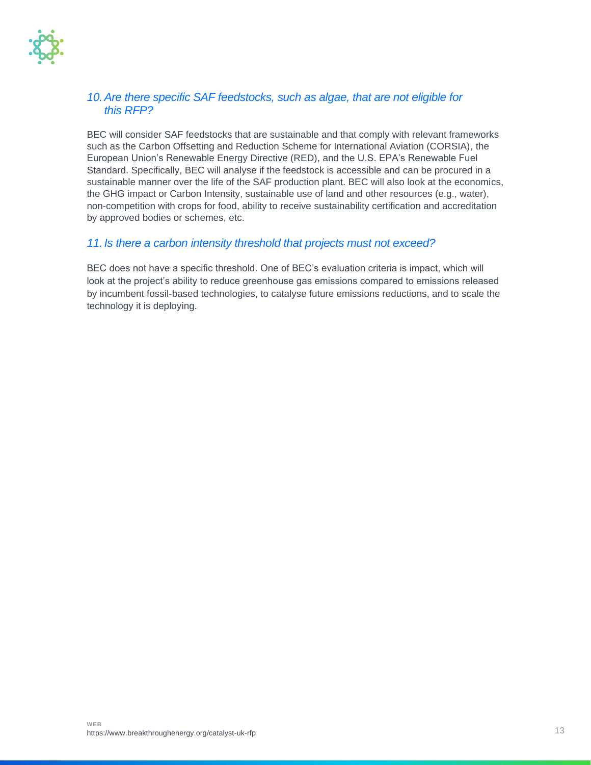*10. Are there specific SAF feedstocks, such as algae, that are not eligible for this RFP?*

BEC will consider SAF feedstocks that are sustainable and that comply with relevant frameworks such as the Carbon Offsetting and Reduction Scheme for International Aviation (CORSIA), the European Union's Renewable Energy Directive (RED), and the U.S. EPA's Renewable Fuel Standard. Specifically, BEC will analyse if the feedstock is accessible and can be procured in a sustainable manner over the life of the SAF production plant. BEC will also look at the economics, the GHG impact or Carbon Intensity, sustainable use of land and other resources (e.g., water), non-competition with crops for food, ability to receive sustainability certification and accreditation by approved bodies or schemes, etc.

*11. Is there a carbon intensity threshold that projects must not exceed?*

BEC does not have a specific threshold. One of BEC's evaluation criteria is impact, which will look at the project's ability to reduce greenhouse gas emissions compared to emissions released by incumbent fossil-based technologies, to catalyse future emissions reductions, and to scale the technology it is deploying.